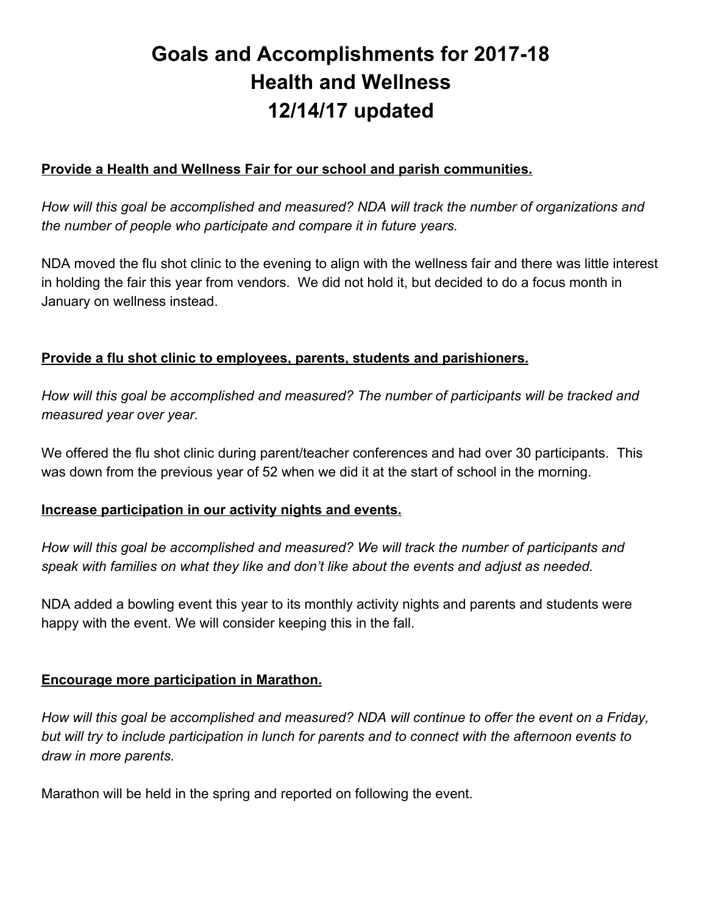# Goals and Accomplishments for 2017-18
# Health and Wellness
# 12/14/17 updated

**<u>Provide a Health and Wellness Fair for our school and parish communities.</u>**

*How will this goal be accomplished and measured? NDA will track the number of organizations and the number of people who participate and compare it in future years.*

NDA moved the flu shot clinic to the evening to align with the wellness fair and there was little interest in holding the fair this year from vendors. We did not hold it, but decided to do a focus month in January on wellness instead.

**<u>Provide a flu shot clinic to employees, parents, students and parishioners.</u>**

*How will this goal be accomplished and measured? The number of participants will be tracked and measured year over year.*

We offered the flu shot clinic during parent/teacher conferences and had over 30 participants. This was down from the previous year of 52 when we did it at the start of school in the morning.

**<u>Increase participation in our activity nights and events.</u>**

*How will this goal be accomplished and measured? We will track the number of participants and speak with families on what they like and don't like about the events and adjust as needed.*

NDA added a bowling event this year to its monthly activity nights and parents and students were happy with the event. We will consider keeping this in the fall.

**<u>Encourage more participation in Marathon.</u>**

*How will this goal be accomplished and measured? NDA will continue to offer the event on a Friday, but will try to include participation in lunch for parents and to connect with the afternoon events to draw in more parents.*

Marathon will be held in the spring and reported on following the event.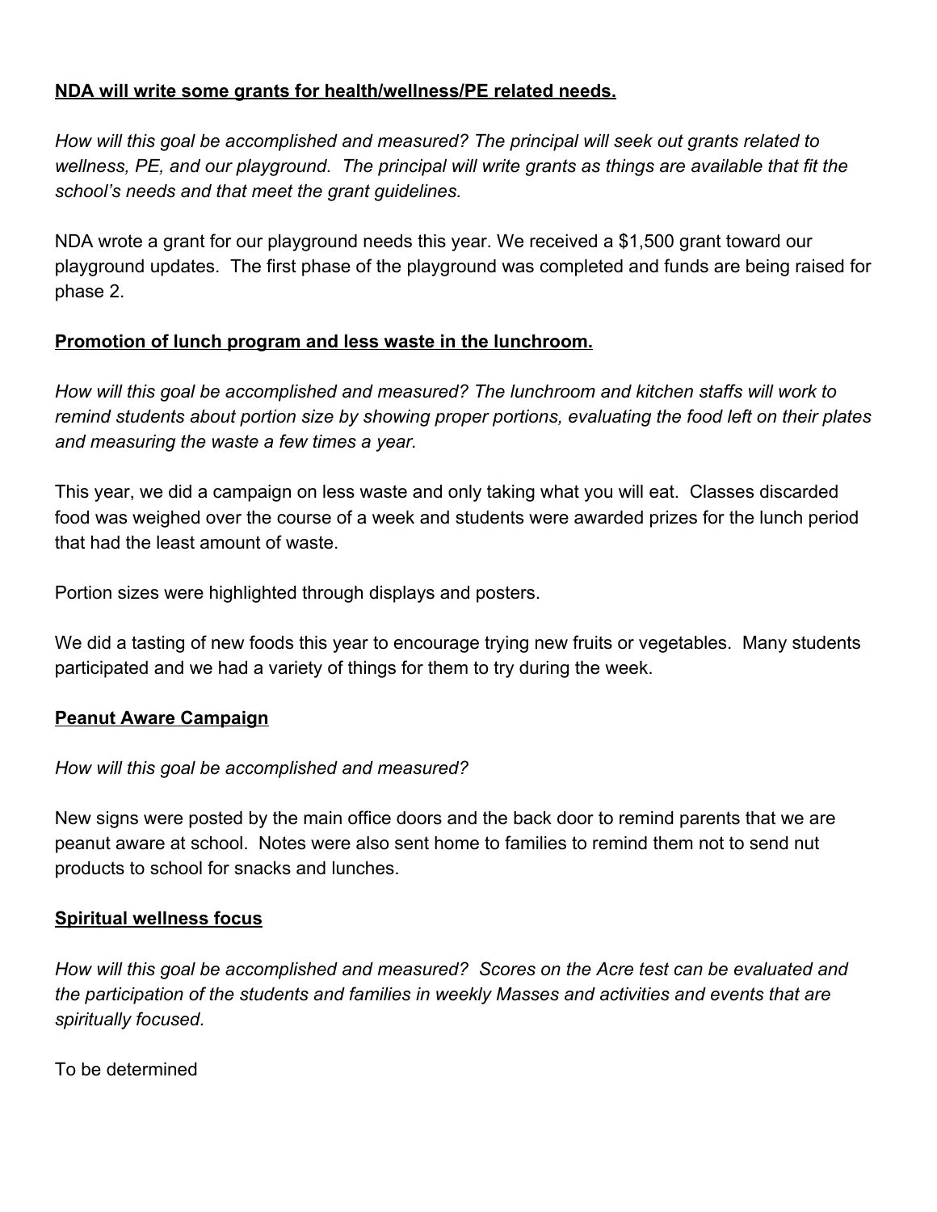**NDA will write some grants for health/wellness/PE related needs.**

*How will this goal be accomplished and measured? The principal will seek out grants related to wellness, PE, and our playground. The principal will write grants as things are available that fit the school's needs and that meet the grant guidelines.*

NDA wrote a grant for our playground needs this year. We received a $1,500 grant toward our playground updates. The first phase of the playground was completed and funds are being raised for phase 2.

**Promotion of lunch program and less waste in the lunchroom.**

*How will this goal be accomplished and measured? The lunchroom and kitchen staffs will work to remind students about portion size by showing proper portions, evaluating the food left on their plates and measuring the waste a few times a year.*

This year, we did a campaign on less waste and only taking what you will eat. Classes discarded food was weighed over the course of a week and students were awarded prizes for the lunch period that had the least amount of waste.

Portion sizes were highlighted through displays and posters.

We did a tasting of new foods this year to encourage trying new fruits or vegetables. Many students participated and we had a variety of things for them to try during the week.

**Peanut Aware Campaign**

*How will this goal be accomplished and measured?*

New signs were posted by the main office doors and the back door to remind parents that we are peanut aware at school. Notes were also sent home to families to remind them not to send nut products to school for snacks and lunches.

**Spiritual wellness focus**

*How will this goal be accomplished and measured? Scores on the Acre test can be evaluated and the participation of the students and families in weekly Masses and activities and events that are spiritually focused.*

To be determined